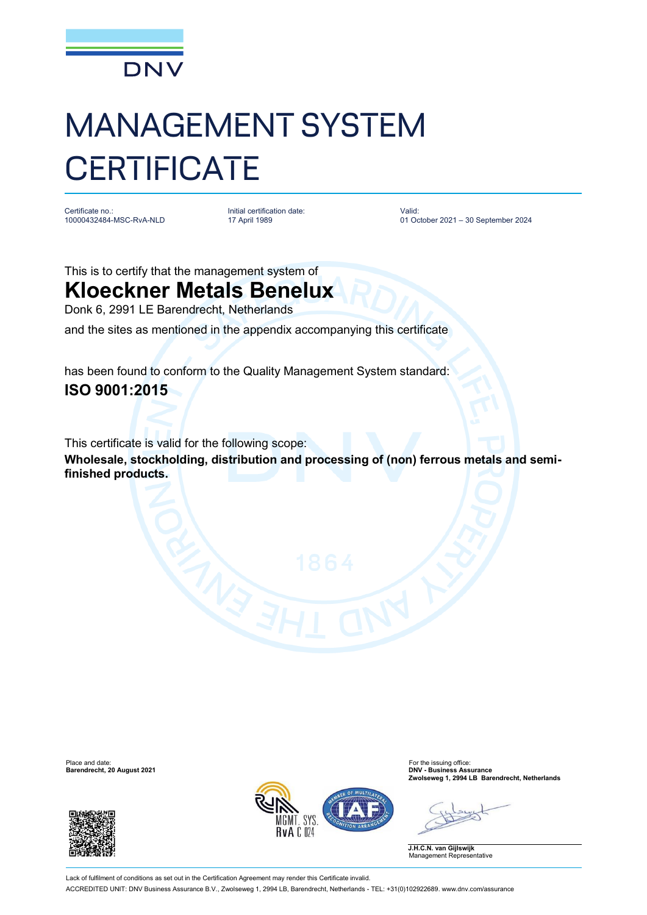DNV

# MANAGEMENT SYSTEM CERTIFICATE

| Certificate no.: | Initial certification date: | Valid: |
|---|---|---|
| 10000432484-MSC-RvA-NLD | 17 April 1989 | 01 October 2021 – 30 September 2024 |

This is to certify that the management system of

## Kloeckner Metals Benelux

Donk 6, 2991 LE Barendrecht, Netherlands

and the sites as mentioned in the appendix accompanying this certificate

has been found to conform to the Quality Management System standard:

## ISO 9001:2015

This certificate is valid for the following scope:

**Wholesale, stockholding, distribution and processing of (non) ferrous metals and semi-finished products.**

Place and date:
**Barendrecht, 20 August 2021**

For the issuing office:
**DNV - Business Assurance**
**Zwolseweg 1, 2994 LB Barendrecht, Netherlands**

**J.H.C.N. van Gijlswijk**
Management Representative

Lack of fulfilment of conditions as set out in the Certification Agreement may render this Certificate invalid.

ACCREDITED UNIT: DNV Business Assurance B.V., Zwolseweg 1, 2994 LB, Barendrecht, Netherlands - TEL: +31(0)102922689. www.dnv.com/assurance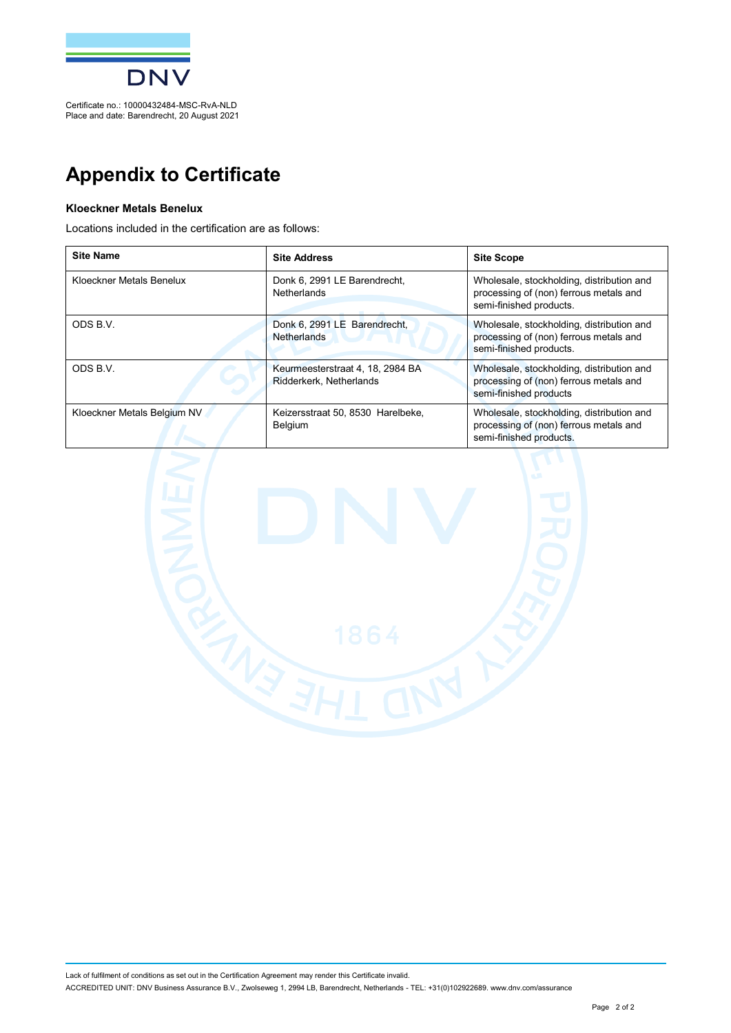Certificate no.: 10000432484-MSC-RvA-NLD
Place and date: Barendrecht, 20 August 2021

# Appendix to Certificate

**Kloeckner Metals Benelux**

Locations included in the certification are as follows:

| Site Name | Site Address | Site Scope |
|---|---|---|
| Kloeckner Metals Benelux | Donk 6, 2991 LE Barendrecht, Netherlands | Wholesale, stockholding, distribution and processing of (non) ferrous metals and semi-finished products. |
| ODS B.V. | Donk 6, 2991 LE Barendrecht, Netherlands | Wholesale, stockholding, distribution and processing of (non) ferrous metals and semi-finished products. |
| ODS B.V. | Keurmeesterstraat 4, 18, 2984 BA Ridderkerk, Netherlands | Wholesale, stockholding, distribution and processing of (non) ferrous metals and semi-finished products |
| Kloeckner Metals Belgium NV | Keizersstraat 50, 8530 Harelbeke, Belgium | Wholesale, stockholding, distribution and processing of (non) ferrous metals and semi-finished products. |

Lack of fulfilment of conditions as set out in the Certification Agreement may render this Certificate invalid.

ACCREDITED UNIT: DNV Business Assurance B.V., Zwolseweg 1, 2994 LB, Barendrecht, Netherlands - TEL: +31(0)102922689. www.dnv.com/assurance